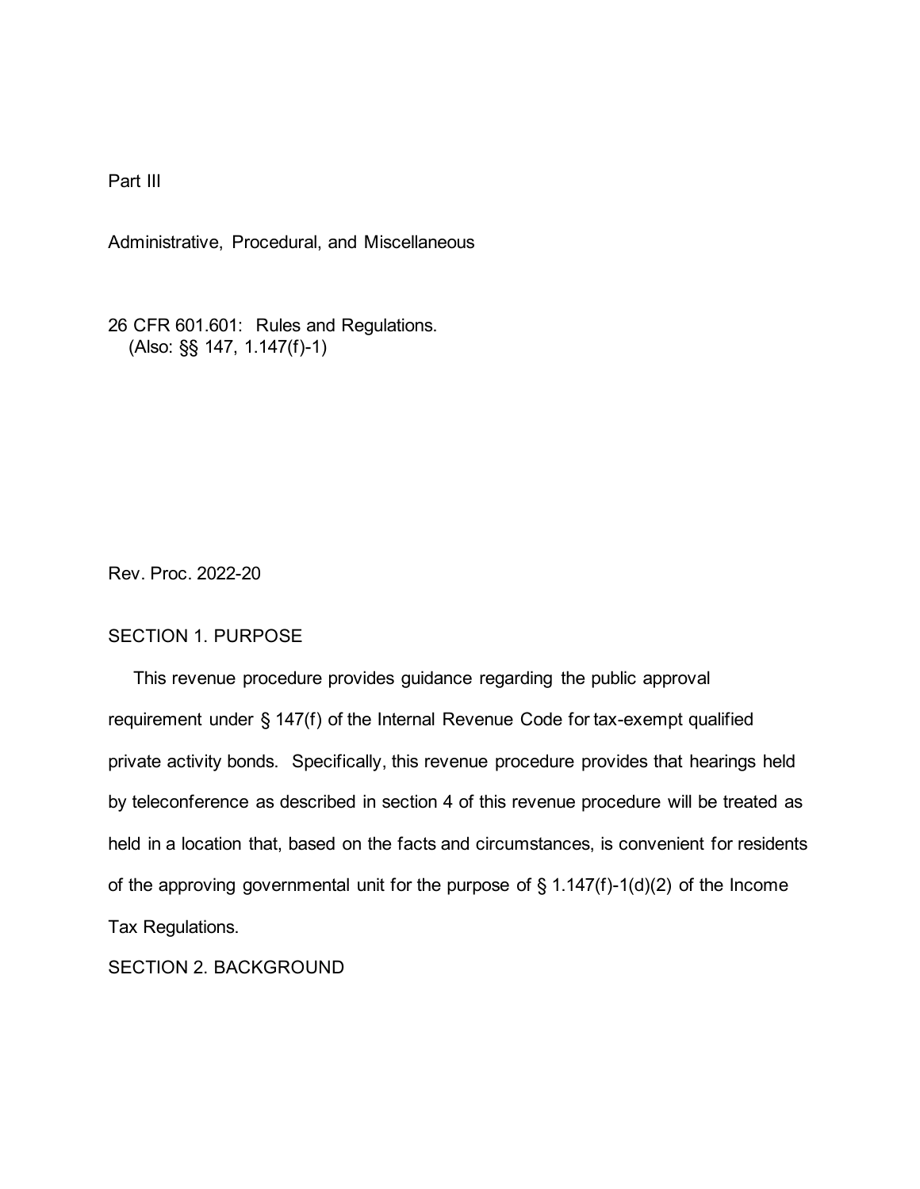Part III

Administrative, Procedural, and Miscellaneous

26 CFR 601.601: Rules and Regulations.
(Also: §§ 147, 1.147(f)-1)

Rev. Proc. 2022-20

## SECTION 1. PURPOSE

This revenue procedure provides guidance regarding the public approval requirement under § 147(f) of the Internal Revenue Code for tax-exempt qualified private activity bonds. Specifically, this revenue procedure provides that hearings held by teleconference as described in section 4 of this revenue procedure will be treated as held in a location that, based on the facts and circumstances, is convenient for residents of the approving governmental unit for the purpose of § 1.147(f)-1(d)(2) of the Income Tax Regulations.

## SECTION 2. BACKGROUND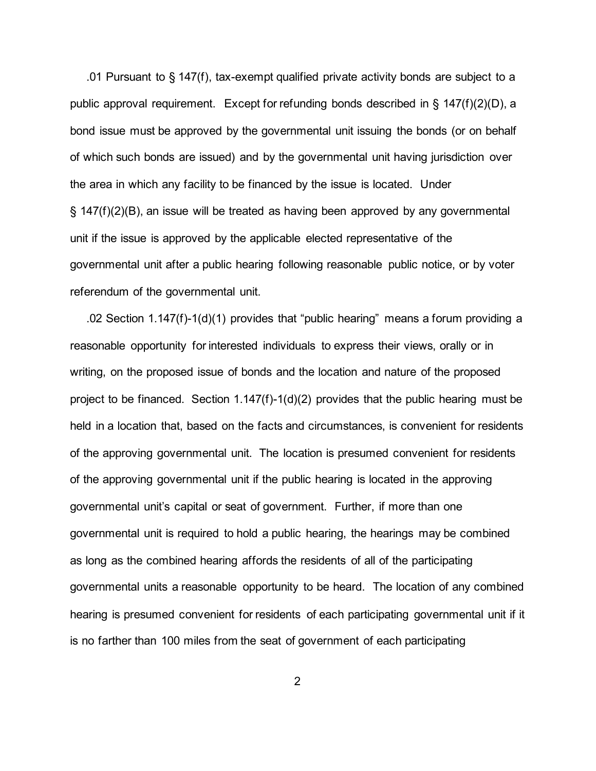.01 Pursuant to § 147(f), tax-exempt qualified private activity bonds are subject to a public approval requirement. Except for refunding bonds described in § 147(f)(2)(D), a bond issue must be approved by the governmental unit issuing the bonds (or on behalf of which such bonds are issued) and by the governmental unit having jurisdiction over the area in which any facility to be financed by the issue is located. Under § 147(f)(2)(B), an issue will be treated as having been approved by any governmental unit if the issue is approved by the applicable elected representative of the governmental unit after a public hearing following reasonable public notice, or by voter referendum of the governmental unit.

.02 Section 1.147(f)-1(d)(1) provides that "public hearing" means a forum providing a reasonable opportunity for interested individuals to express their views, orally or in writing, on the proposed issue of bonds and the location and nature of the proposed project to be financed. Section 1.147(f)-1(d)(2) provides that the public hearing must be held in a location that, based on the facts and circumstances, is convenient for residents of the approving governmental unit. The location is presumed convenient for residents of the approving governmental unit if the public hearing is located in the approving governmental unit's capital or seat of government. Further, if more than one governmental unit is required to hold a public hearing, the hearings may be combined as long as the combined hearing affords the residents of all of the participating governmental units a reasonable opportunity to be heard. The location of any combined hearing is presumed convenient for residents of each participating governmental unit if it is no farther than 100 miles from the seat of government of each participating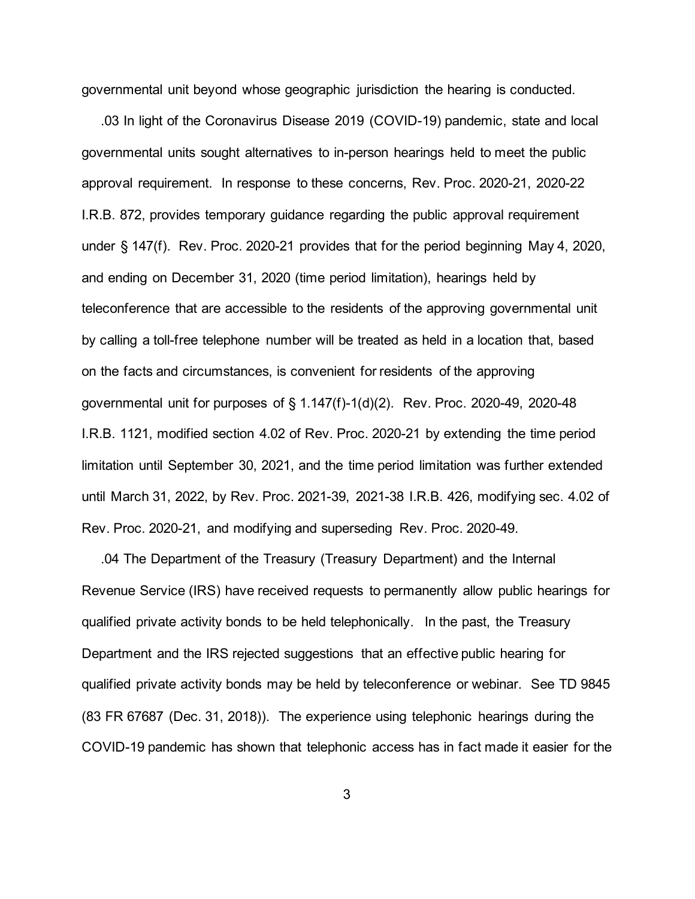governmental unit beyond whose geographic jurisdiction the hearing is conducted.

.03 In light of the Coronavirus Disease 2019 (COVID-19) pandemic, state and local governmental units sought alternatives to in-person hearings held to meet the public approval requirement. In response to these concerns, Rev. Proc. 2020-21, 2020-22 I.R.B. 872, provides temporary guidance regarding the public approval requirement under § 147(f). Rev. Proc. 2020-21 provides that for the period beginning May 4, 2020, and ending on December 31, 2020 (time period limitation), hearings held by teleconference that are accessible to the residents of the approving governmental unit by calling a toll-free telephone number will be treated as held in a location that, based on the facts and circumstances, is convenient for residents of the approving governmental unit for purposes of § 1.147(f)-1(d)(2). Rev. Proc. 2020-49, 2020-48 I.R.B. 1121, modified section 4.02 of Rev. Proc. 2020-21 by extending the time period limitation until September 30, 2021, and the time period limitation was further extended until March 31, 2022, by Rev. Proc. 2021-39, 2021-38 I.R.B. 426, modifying sec. 4.02 of Rev. Proc. 2020-21, and modifying and superseding Rev. Proc. 2020-49.

.04 The Department of the Treasury (Treasury Department) and the Internal Revenue Service (IRS) have received requests to permanently allow public hearings for qualified private activity bonds to be held telephonically. In the past, the Treasury Department and the IRS rejected suggestions that an effective public hearing for qualified private activity bonds may be held by teleconference or webinar. See TD 9845 (83 FR 67687 (Dec. 31, 2018)). The experience using telephonic hearings during the COVID-19 pandemic has shown that telephonic access has in fact made it easier for the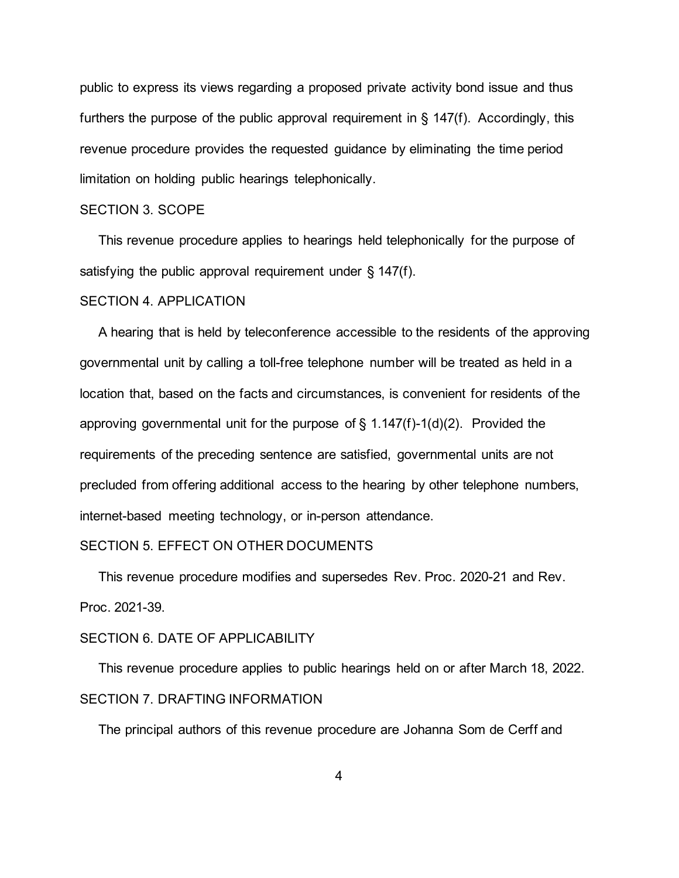public to express its views regarding a proposed private activity bond issue and thus furthers the purpose of the public approval requirement in § 147(f). Accordingly, this revenue procedure provides the requested guidance by eliminating the time period limitation on holding public hearings telephonically.

## SECTION 3. SCOPE

This revenue procedure applies to hearings held telephonically for the purpose of satisfying the public approval requirement under § 147(f).

## SECTION 4. APPLICATION

A hearing that is held by teleconference accessible to the residents of the approving governmental unit by calling a toll-free telephone number will be treated as held in a location that, based on the facts and circumstances, is convenient for residents of the approving governmental unit for the purpose of § 1.147(f)-1(d)(2). Provided the requirements of the preceding sentence are satisfied, governmental units are not precluded from offering additional access to the hearing by other telephone numbers, internet-based meeting technology, or in-person attendance.

## SECTION 5. EFFECT ON OTHER DOCUMENTS

This revenue procedure modifies and supersedes Rev. Proc. 2020-21 and Rev. Proc. 2021-39.

## SECTION 6. DATE OF APPLICABILITY

This revenue procedure applies to public hearings held on or after March 18, 2022.

## SECTION 7. DRAFTING INFORMATION

The principal authors of this revenue procedure are Johanna Som de Cerff and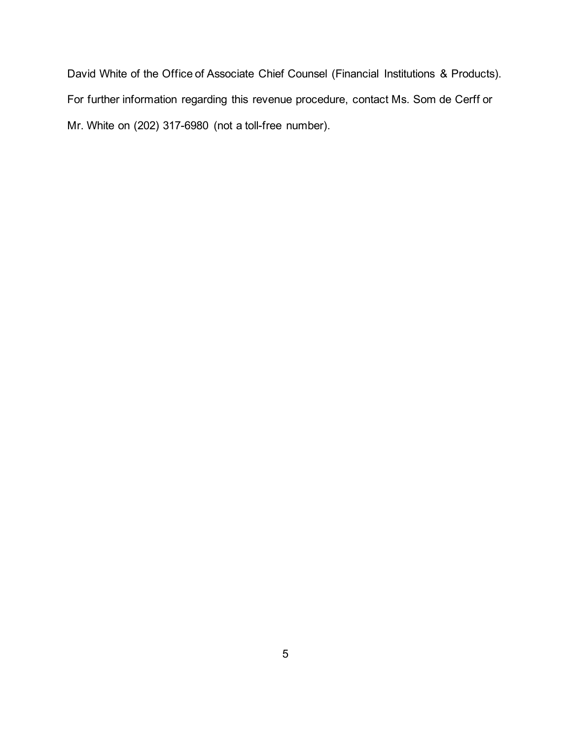David White of the Office of Associate Chief Counsel (Financial Institutions & Products). For further information regarding this revenue procedure, contact Ms. Som de Cerff or Mr. White on (202) 317-6980 (not a toll-free number).